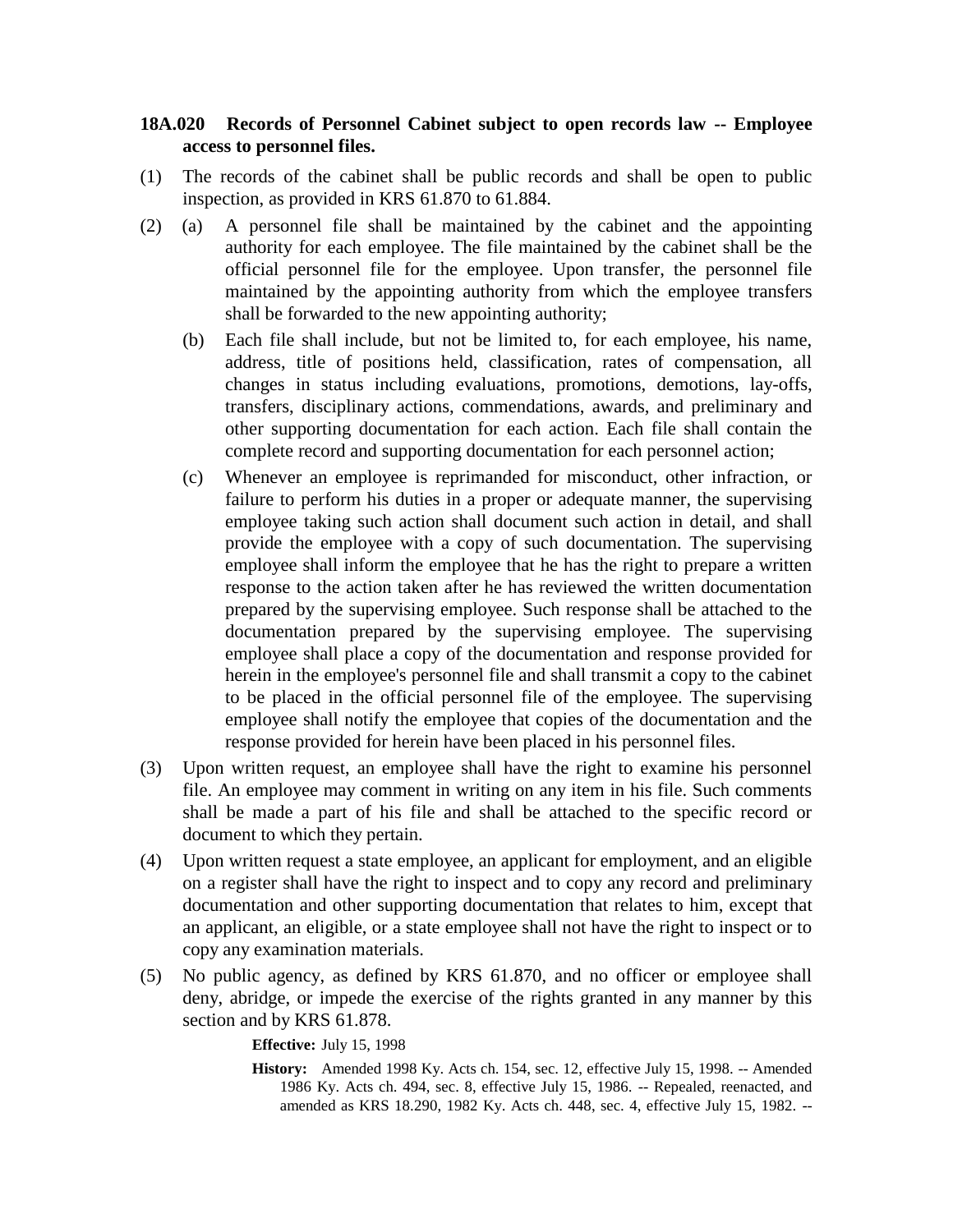**18A.020 Records of Personnel Cabinet subject to open records law -- Employee access to personnel files.**

(1) The records of the cabinet shall be public records and shall be open to public inspection, as provided in KRS 61.870 to 61.884.

(2) (a) A personnel file shall be maintained by the cabinet and the appointing authority for each employee. The file maintained by the cabinet shall be the official personnel file for the employee. Upon transfer, the personnel file maintained by the appointing authority from which the employee transfers shall be forwarded to the new appointing authority;

(b) Each file shall include, but not be limited to, for each employee, his name, address, title of positions held, classification, rates of compensation, all changes in status including evaluations, promotions, demotions, lay-offs, transfers, disciplinary actions, commendations, awards, and preliminary and other supporting documentation for each action. Each file shall contain the complete record and supporting documentation for each personnel action;

(c) Whenever an employee is reprimanded for misconduct, other infraction, or failure to perform his duties in a proper or adequate manner, the supervising employee taking such action shall document such action in detail, and shall provide the employee with a copy of such documentation. The supervising employee shall inform the employee that he has the right to prepare a written response to the action taken after he has reviewed the written documentation prepared by the supervising employee. Such response shall be attached to the documentation prepared by the supervising employee. The supervising employee shall place a copy of the documentation and response provided for herein in the employee's personnel file and shall transmit a copy to the cabinet to be placed in the official personnel file of the employee. The supervising employee shall notify the employee that copies of the documentation and the response provided for herein have been placed in his personnel files.

(3) Upon written request, an employee shall have the right to examine his personnel file. An employee may comment in writing on any item in his file. Such comments shall be made a part of his file and shall be attached to the specific record or document to which they pertain.

(4) Upon written request a state employee, an applicant for employment, and an eligible on a register shall have the right to inspect and to copy any record and preliminary documentation and other supporting documentation that relates to him, except that an applicant, an eligible, or a state employee shall not have the right to inspect or to copy any examination materials.

(5) No public agency, as defined by KRS 61.870, and no officer or employee shall deny, abridge, or impede the exercise of the rights granted in any manner by this section and by KRS 61.878.

**Effective:** July 15, 1998

**History:** Amended 1998 Ky. Acts ch. 154, sec. 12, effective July 15, 1998. -- Amended 1986 Ky. Acts ch. 494, sec. 8, effective July 15, 1986. -- Repealed, reenacted, and amended as KRS 18.290, 1982 Ky. Acts ch. 448, sec. 4, effective July 15, 1982. --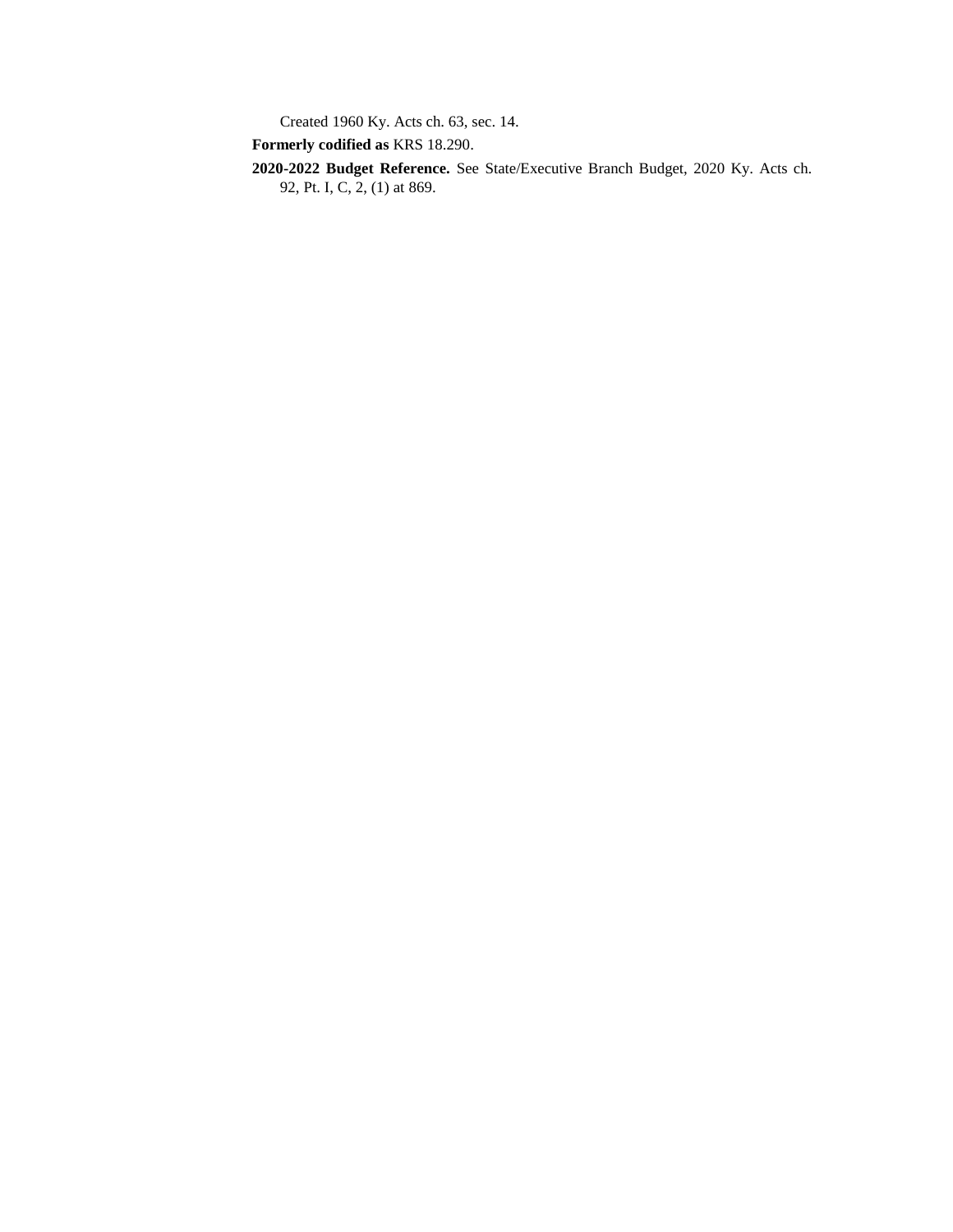Created 1960 Ky. Acts ch. 63, sec. 14.

**Formerly codified as** KRS 18.290.

**2020-2022 Budget Reference.** See State/Executive Branch Budget, 2020 Ky. Acts ch. 92, Pt. I, C, 2, (1) at 869.